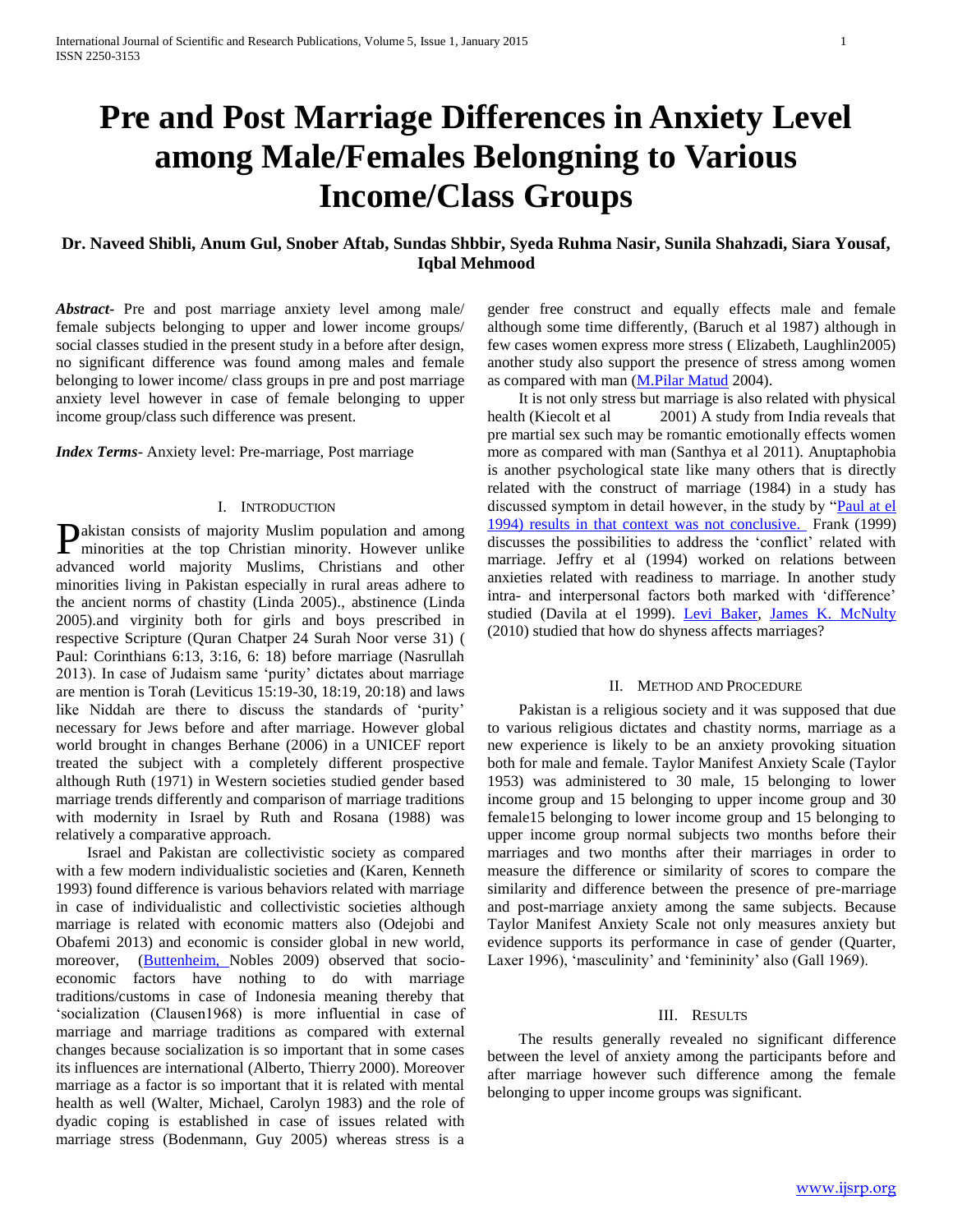# Pre and Post Marriage Differences in Anxiety Level among Male/Females Belongning to Various Income/Class Groups

**Dr. Naveed Shibli, Anum Gul, Snober Aftab, Sundas Shbbir, Syeda Ruhma Nasir, Sunila Shahzadi, Siara Yousaf, Iqbal Mehmood**

***Abstract-*** Pre and post marriage anxiety level among male/ female subjects belonging to upper and lower income groups/ social classes studied in the present study in a before after design, no significant difference was found among males and female belonging to lower income/ class groups in pre and post marriage anxiety level however in case of female belonging to upper income group/class such difference was present.

***Index Terms*-** Anxiety level: Pre-marriage, Post marriage

## I. Introduction

Pakistan consists of majority Muslim population and among minorities at the top Christian minority. However unlike advanced world majority Muslims, Christians and other minorities living in Pakistan especially in rural areas adhere to the ancient norms of chastity (Linda 2005)., abstinence (Linda 2005).and virginity both for girls and boys prescribed in respective Scripture (Quran Chatper 24 Surah Noor verse 31) ( Paul: Corinthians 6:13, 3:16, 6: 18) before marriage (Nasrullah 2013). In case of Judaism same 'purity' dictates about marriage are mention is Torah (Leviticus 15:19-30, 18:19, 20:18) and laws like Niddah are there to discuss the standards of 'purity' necessary for Jews before and after marriage. However global world brought in changes Berhane (2006) in a UNICEF report treated the subject with a completely different prospective although Ruth (1971) in Western societies studied gender based marriage trends differently and comparison of marriage traditions with modernity in Israel by Ruth and Rosana (1988) was relatively a comparative approach.

Israel and Pakistan are collectivistic society as compared with a few modern individualistic societies and (Karen, Kenneth 1993) found difference is various behaviors related with marriage in case of individualistic and collectivistic societies although marriage is related with economic matters also (Odejobi and Obafemi 2013) and economic is consider global in new world, moreover, (Buttenheim, Nobles 2009) observed that socio-economic factors have nothing to do with marriage traditions/customs in case of Indonesia meaning thereby that 'socialization (Clausen1968) is more influential in case of marriage and marriage traditions as compared with external changes because socialization is so important that in some cases its influences are international (Alberto, Thierry 2000). Moreover marriage as a factor is so important that it is related with mental health as well (Walter, Michael, Carolyn 1983) and the role of dyadic coping is established in case of issues related with marriage stress (Bodenmann, Guy 2005) whereas stress is a gender free construct and equally effects male and female although some time differently, (Baruch et al 1987) although in few cases women express more stress ( Elizabeth, Laughlin2005) another study also support the presence of stress among women as compared with man (M.Pilar Matud 2004).

It is not only stress but marriage is also related with physical health (Kiecolt et al 2001) A study from India reveals that pre martial sex such may be romantic emotionally effects women more as compared with man (Santhya et al 2011). Anuptaphobia is another psychological state like many others that is directly related with the construct of marriage (1984) in a study has discussed symptom in detail however, in the study by "Paul at el 1994) results in that context was not conclusive. Frank (1999) discusses the possibilities to address the 'conflict' related with marriage. Jeffry et al (1994) worked on relations between anxieties related with readiness to marriage. In another study intra- and interpersonal factors both marked with 'difference' studied (Davila at el 1999). Levi Baker, James K. McNulty (2010) studied that how do shyness affects marriages?

## II. Method and Procedure

Pakistan is a religious society and it was supposed that due to various religious dictates and chastity norms, marriage as a new experience is likely to be an anxiety provoking situation both for male and female. Taylor Manifest Anxiety Scale (Taylor 1953) was administered to 30 male, 15 belonging to lower income group and 15 belonging to upper income group and 30 female15 belonging to lower income group and 15 belonging to upper income group normal subjects two months before their marriages and two months after their marriages in order to measure the difference or similarity of scores to compare the similarity and difference between the presence of pre-marriage and post-marriage anxiety among the same subjects. Because Taylor Manifest Anxiety Scale not only measures anxiety but evidence supports its performance in case of gender (Quarter, Laxer 1996), 'masculinity' and 'femininity' also (Gall 1969).

## III. Results

The results generally revealed no significant difference between the level of anxiety among the participants before and after marriage however such difference among the female belonging to upper income groups was significant.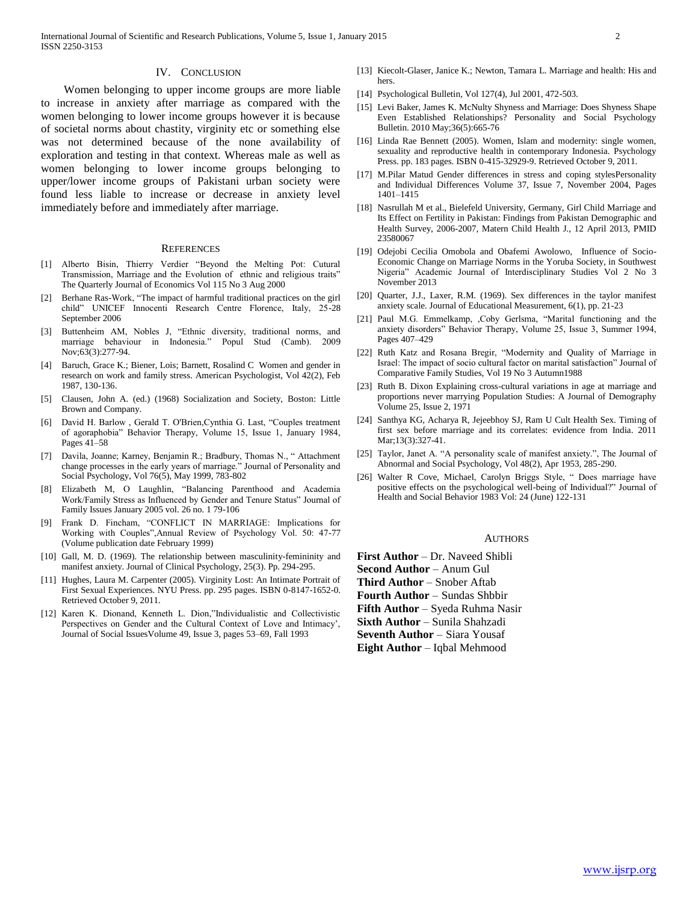## IV. CONCLUSION

Women belonging to upper income groups are more liable to increase in anxiety after marriage as compared with the women belonging to lower income groups however it is because of societal norms about chastity, virginity etc or something else was not determined because of the none availability of exploration and testing in that context. Whereas male as well as women belonging to lower income groups belonging to upper/lower income groups of Pakistani urban society were found less liable to increase or decrease in anxiety level immediately before and immediately after marriage.

## REFERENCES

[1] Alberto Bisin, Thierry Verdier "Beyond the Melting Pot: Cutural Transmission, Marriage and the Evolution of ethnic and religious traits" The Quarterly Journal of Economics Vol 115 No 3 Aug 2000

[2] Berhane Ras-Work, "The impact of harmful traditional practices on the girl child" UNICEF Innocenti Research Centre Florence, Italy, 25-28 September 2006

[3] Buttenheim AM, Nobles J, "Ethnic diversity, traditional norms, and marriage behaviour in Indonesia." Popul Stud (Camb). 2009 Nov;63(3):277-94.

[4] Baruch, Grace K.; Biener, Lois; Barnett, Rosalind C Women and gender in research on work and family stress. American Psychologist, Vol 42(2), Feb 1987, 130-136.

[5] Clausen, John A. (ed.) (1968) Socialization and Society, Boston: Little Brown and Company.

[6] David H. Barlow , Gerald T. O'Brien,Cynthia G. Last, "Couples treatment of agoraphobia" Behavior Therapy, Volume 15, Issue 1, January 1984, Pages 41–58

[7] Davila, Joanne; Karney, Benjamin R.; Bradbury, Thomas N., " Attachment change processes in the early years of marriage." Journal of Personality and Social Psychology, Vol 76(5), May 1999, 783-802

[8] Elizabeth M, O Laughlin, "Balancing Parenthood and Academia Work/Family Stress as Influenced by Gender and Tenure Status" Journal of Family Issues January 2005 vol. 26 no. 1 79-106

[9] Frank D. Fincham, "CONFLICT IN MARRIAGE: Implications for Working with Couples",Annual Review of Psychology Vol. 50: 47-77 (Volume publication date February 1999)

[10] Gall, M. D. (1969). The relationship between masculinity-femininity and manifest anxiety. Journal of Clinical Psychology, 25(3). Pp. 294-295.

[11] Hughes, Laura M. Carpenter (2005). Virginity Lost: An Intimate Portrait of First Sexual Experiences. NYU Press. pp. 295 pages. ISBN 0-8147-1652-0. Retrieved October 9, 2011.

[12] Karen K. Dionand, Kenneth L. Dion,"Individualistic and Collectivistic Perspectives on Gender and the Cultural Context of Love and Intimacy', Journal of Social IssuesVolume 49, Issue 3, pages 53–69, Fall 1993

[13] Kiecolt-Glaser, Janice K.; Newton, Tamara L. Marriage and health: His and hers.

[14] Psychological Bulletin, Vol 127(4), Jul 2001, 472-503.

[15] Levi Baker, James K. McNulty Shyness and Marriage: Does Shyness Shape Even Established Relationships? Personality and Social Psychology Bulletin. 2010 May;36(5):665-76

[16] Linda Rae Bennett (2005). Women, Islam and modernity: single women, sexuality and reproductive health in contemporary Indonesia. Psychology Press. pp. 183 pages. ISBN 0-415-32929-9. Retrieved October 9, 2011.

[17] M.Pilar Matud Gender differences in stress and coping stylesPersonality and Individual Differences Volume 37, Issue 7, November 2004, Pages 1401–1415

[18] Nasrullah M et al., Bielefeld University, Germany, Girl Child Marriage and Its Effect on Fertility in Pakistan: Findings from Pakistan Demographic and Health Survey, 2006-2007, Matern Child Health J., 12 April 2013, PMID 23580067

[19] Odejobi Cecilia Omobola and Obafemi Awolowo, Influence of Socio-Economic Change on Marriage Norms in the Yoruba Society, in Southwest Nigeria" Academic Journal of Interdisciplinary Studies Vol 2 No 3 November 2013

[20] Quarter, J.J., Laxer, R.M. (1969). Sex differences in the taylor manifest anxiety scale. Journal of Educational Measurement, 6(1), pp. 21-23

[21] Paul M.G. Emmelkamp, ,Coby Gerlsma, "Marital functioning and the anxiety disorders" Behavior Therapy, Volume 25, Issue 3, Summer 1994, Pages 407–429

[22] Ruth Katz and Rosana Bregir, "Modernity and Quality of Marriage in Israel: The impact of socio cultural factor on marital satisfaction" Journal of Comparative Family Studies, Vol 19 No 3 Autumn1988

[23] Ruth B. Dixon Explaining cross-cultural variations in age at marriage and proportions never marrying Population Studies: A Journal of Demography Volume 25, Issue 2, 1971

[24] Santhya KG, Acharya R, Jejeebhoy SJ, Ram U Cult Health Sex. Timing of first sex before marriage and its correlates: evidence from India. 2011 Mar;13(3):327-41.

[25] Taylor, Janet A. "A personality scale of manifest anxiety.", The Journal of Abnormal and Social Psychology, Vol 48(2), Apr 1953, 285-290.

[26] Walter R Cove, Michael, Carolyn Briggs Style, " Does marriage have positive effects on the psychological well-being of Individual?" Journal of Health and Social Behavior 1983 Vol: 24 (June) 122-131

## AUTHORS

**First Author** – Dr. Naveed Shibli
**Second Author** – Anum Gul
**Third Author** – Snober Aftab
**Fourth Author** – Sundas Shbbir
**Fifth Author** – Syeda Ruhma Nasir
**Sixth Author** – Sunila Shahzadi
**Seventh Author** – Siara Yousaf
**Eight Author** – Iqbal Mehmood